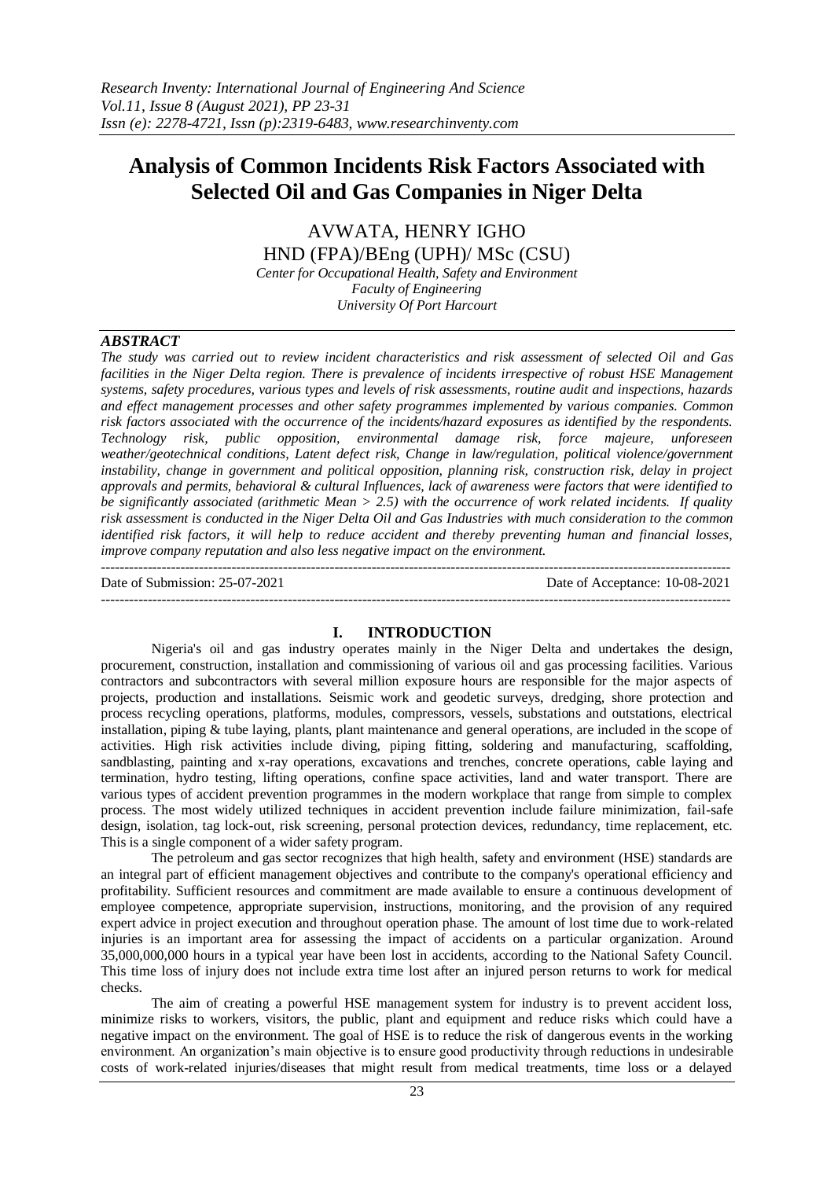# Analysis of Common Incidents Risk Factors Associated with Selected Oil and Gas Companies in Niger Delta

AVWATA, HENRY IGHO

HND (FPA)/BEng (UPH)/ MSc (CSU)

*Center for Occupational Health, Safety and Environment*
*Faculty of Engineering*
*University Of Port Harcourt*

## ABSTRACT

*The study was carried out to review incident characteristics and risk assessment of selected Oil and Gas facilities in the Niger Delta region. There is prevalence of incidents irrespective of robust HSE Management systems, safety procedures, various types and levels of risk assessments, routine audit and inspections, hazards and effect management processes and other safety programmes implemented by various companies. Common risk factors associated with the occurrence of the incidents/hazard exposures as identified by the respondents. Technology risk, public opposition, environmental damage risk, force majeure, unforeseen weather/geotechnical conditions, Latent defect risk, Change in law/regulation, political violence/government instability, change in government and political opposition, planning risk, construction risk, delay in project approvals and permits, behavioral & cultural Influences, lack of awareness were factors that were identified to be significantly associated (arithmetic Mean > 2.5) with the occurrence of work related incidents. If quality risk assessment is conducted in the Niger Delta Oil and Gas Industries with much consideration to the common identified risk factors, it will help to reduce accident and thereby preventing human and financial losses, improve company reputation and also less negative impact on the environment.*

---

Date of Submission: 25-07-2021 | Date of Acceptance: 10-08-2021

---

## I. INTRODUCTION

Nigeria's oil and gas industry operates mainly in the Niger Delta and undertakes the design, procurement, construction, installation and commissioning of various oil and gas processing facilities. Various contractors and subcontractors with several million exposure hours are responsible for the major aspects of projects, production and installations. Seismic work and geodetic surveys, dredging, shore protection and process recycling operations, platforms, modules, compressors, vessels, substations and outstations, electrical installation, piping & tube laying, plants, plant maintenance and general operations, are included in the scope of activities. High risk activities include diving, piping fitting, soldering and manufacturing, scaffolding, sandblasting, painting and x-ray operations, excavations and trenches, concrete operations, cable laying and termination, hydro testing, lifting operations, confine space activities, land and water transport. There are various types of accident prevention programmes in the modern workplace that range from simple to complex process. The most widely utilized techniques in accident prevention include failure minimization, fail-safe design, isolation, tag lock-out, risk screening, personal protection devices, redundancy, time replacement, etc. This is a single component of a wider safety program.

The petroleum and gas sector recognizes that high health, safety and environment (HSE) standards are an integral part of efficient management objectives and contribute to the company's operational efficiency and profitability. Sufficient resources and commitment are made available to ensure a continuous development of employee competence, appropriate supervision, instructions, monitoring, and the provision of any required expert advice in project execution and throughout operation phase. The amount of lost time due to work-related injuries is an important area for assessing the impact of accidents on a particular organization. Around 35,000,000,000 hours in a typical year have been lost in accidents, according to the National Safety Council. This time loss of injury does not include extra time lost after an injured person returns to work for medical checks.

The aim of creating a powerful HSE management system for industry is to prevent accident loss, minimize risks to workers, visitors, the public, plant and equipment and reduce risks which could have a negative impact on the environment. The goal of HSE is to reduce the risk of dangerous events in the working environment. An organization's main objective is to ensure good productivity through reductions in undesirable costs of work-related injuries/diseases that might result from medical treatments, time loss or a delayed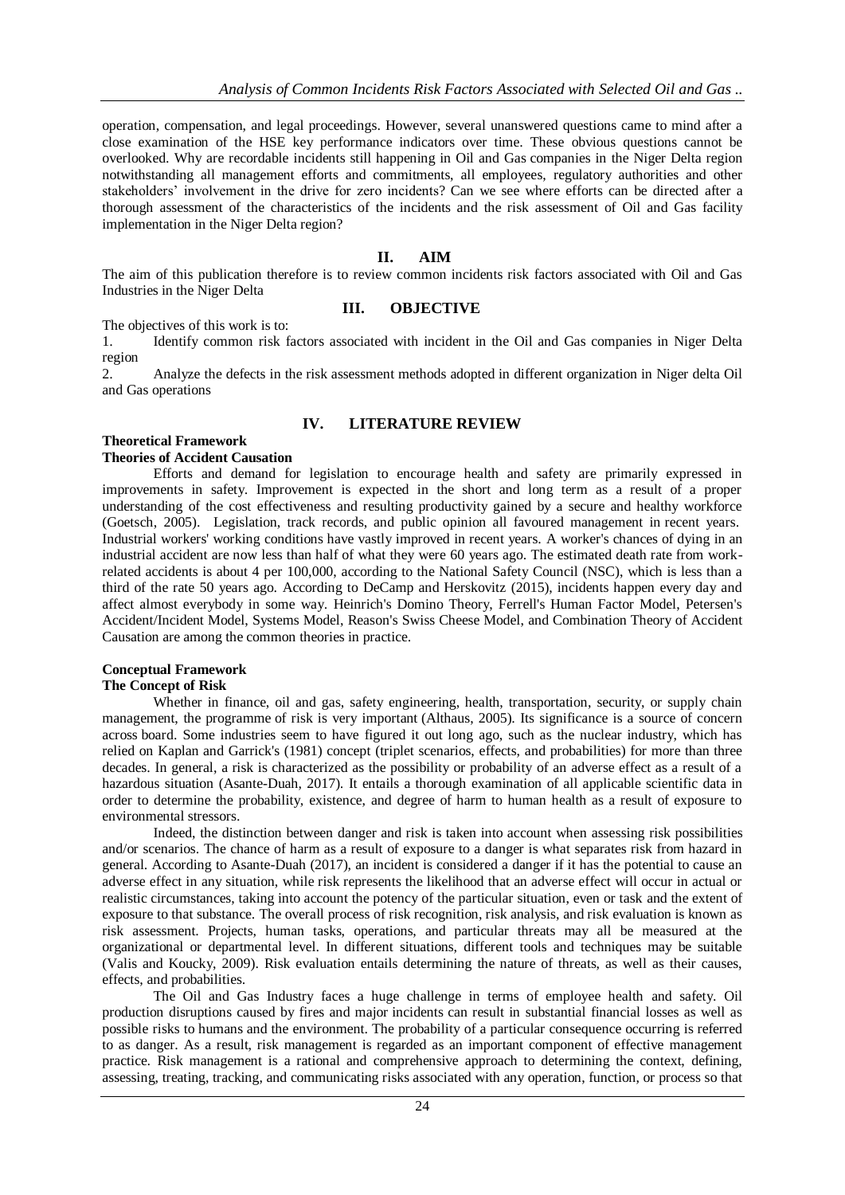operation, compensation, and legal proceedings. However, several unanswered questions came to mind after a close examination of the HSE key performance indicators over time. These obvious questions cannot be overlooked. Why are recordable incidents still happening in Oil and Gas companies in the Niger Delta region notwithstanding all management efforts and commitments, all employees, regulatory authorities and other stakeholders' involvement in the drive for zero incidents? Can we see where efforts can be directed after a thorough assessment of the characteristics of the incidents and the risk assessment of Oil and Gas facility implementation in the Niger Delta region?

## II. AIM

The aim of this publication therefore is to review common incidents risk factors associated with Oil and Gas Industries in the Niger Delta

## III. OBJECTIVE

The objectives of this work is to:

1. Identify common risk factors associated with incident in the Oil and Gas companies in Niger Delta region
2. Analyze the defects in the risk assessment methods adopted in different organization in Niger delta Oil and Gas operations

## IV. LITERATURE REVIEW

### Theoretical Framework

#### Theories of Accident Causation

Efforts and demand for legislation to encourage health and safety are primarily expressed in improvements in safety. Improvement is expected in the short and long term as a result of a proper understanding of the cost effectiveness and resulting productivity gained by a secure and healthy workforce (Goetsch, 2005). Legislation, track records, and public opinion all favoured management in recent years. Industrial workers' working conditions have vastly improved in recent years. A worker's chances of dying in an industrial accident are now less than half of what they were 60 years ago. The estimated death rate from work-related accidents is about 4 per 100,000, according to the National Safety Council (NSC), which is less than a third of the rate 50 years ago. According to DeCamp and Herskovitz (2015), incidents happen every day and affect almost everybody in some way. Heinrich's Domino Theory, Ferrell's Human Factor Model, Petersen's Accident/Incident Model, Systems Model, Reason's Swiss Cheese Model, and Combination Theory of Accident Causation are among the common theories in practice.

### Conceptual Framework

#### The Concept of Risk

Whether in finance, oil and gas, safety engineering, health, transportation, security, or supply chain management, the programme of risk is very important (Althaus, 2005). Its significance is a source of concern across board. Some industries seem to have figured it out long ago, such as the nuclear industry, which has relied on Kaplan and Garrick's (1981) concept (triplet scenarios, effects, and probabilities) for more than three decades. In general, a risk is characterized as the possibility or probability of an adverse effect as a result of a hazardous situation (Asante-Duah, 2017). It entails a thorough examination of all applicable scientific data in order to determine the probability, existence, and degree of harm to human health as a result of exposure to environmental stressors.

Indeed, the distinction between danger and risk is taken into account when assessing risk possibilities and/or scenarios. The chance of harm as a result of exposure to a danger is what separates risk from hazard in general. According to Asante-Duah (2017), an incident is considered a danger if it has the potential to cause an adverse effect in any situation, while risk represents the likelihood that an adverse effect will occur in actual or realistic circumstances, taking into account the potency of the particular situation, even or task and the extent of exposure to that substance. The overall process of risk recognition, risk analysis, and risk evaluation is known as risk assessment. Projects, human tasks, operations, and particular threats may all be measured at the organizational or departmental level. In different situations, different tools and techniques may be suitable (Valis and Koucky, 2009). Risk evaluation entails determining the nature of threats, as well as their causes, effects, and probabilities.

The Oil and Gas Industry faces a huge challenge in terms of employee health and safety. Oil production disruptions caused by fires and major incidents can result in substantial financial losses as well as possible risks to humans and the environment. The probability of a particular consequence occurring is referred to as danger. As a result, risk management is regarded as an important component of effective management practice. Risk management is a rational and comprehensive approach to determining the context, defining, assessing, treating, tracking, and communicating risks associated with any operation, function, or process so that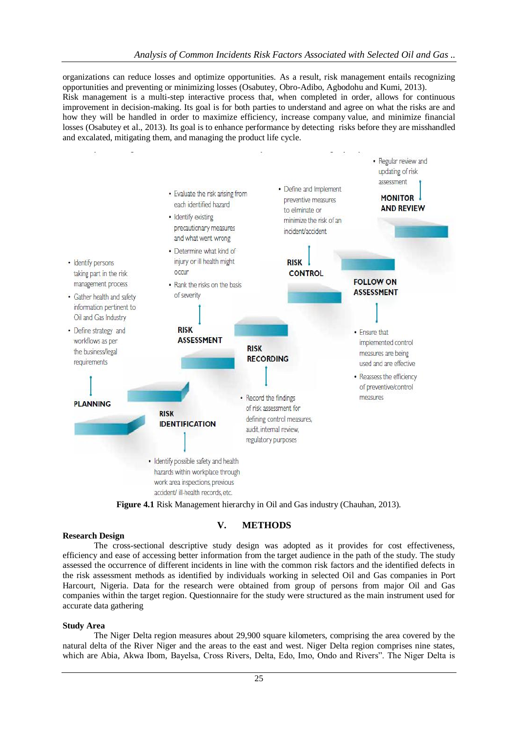organizations can reduce losses and optimize opportunities. As a result, risk management entails recognizing opportunities and preventing or minimizing losses (Osabutey, Obro-Adibo, Agbodohu and Kumi, 2013).
Risk management is a multi-step interactive process that, when completed in order, allows for continuous improvement in decision-making. Its goal is for both parties to understand and agree on what the risks are and how they will be handled in order to maximize efficiency, increase company value, and minimize financial losses (Osabutey et al., 2013). Its goal is to enhance performance by detecting risks before they are misshandled and excalated, mitigating them, and managing the product life cycle.

**PLANNING**
- Identify persons taking part in the risk management process
- Gather health and safety information pertinent to Oil and Gas Industry
- Define strategy and workflows as per the business/legal requirements

**RISK IDENTIFICATION**
- Identify possible safety and health hazards within workplace through work area inspections, previous accident/ ill-health records, etc.

**RISK ASSESSMENT**
- Evaluate the risk arising from each identified hazard
- Identify existing precautionary measures and what went wrong
- Determine what kind of injury or ill health might occur
- Rank the risks on the basis of severity

**RISK RECORDING**
- Record the findings of risk assessment for defining control measures, audit, internal review, regulatory purposes

**RISK CONTROL**
- Define and Implement preventive measures to eliminate or minimize the risk of an incident/accident

**FOLLOW ON ASSESSMENT**
- Ensure that implemented control measures are being used and are effective
- Reassess the efficiency of preventive/control measures

**MONITOR AND REVIEW**
- Regular review and updating of risk assessment

**Figure 4.1** Risk Management hierarchy in Oil and Gas industry (Chauhan, 2013).

## V. METHODS

### Research Design

The cross-sectional descriptive study design was adopted as it provides for cost effectiveness, efficiency and ease of accessing better information from the target audience in the path of the study. The study assessed the occurrence of different incidents in line with the common risk factors and the identified defects in the risk assessment methods as identified by individuals working in selected Oil and Gas companies in Port Harcourt, Nigeria. Data for the research were obtained from group of persons from major Oil and Gas companies within the target region. Questionnaire for the study were structured as the main instrument used for accurate data gathering

### Study Area

The Niger Delta region measures about 29,900 square kilometers, comprising the area covered by the natural delta of the River Niger and the areas to the east and west. Niger Delta region comprises nine states, which are Abia, Akwa Ibom, Bayelsa, Cross Rivers, Delta, Edo, Imo, Ondo and Rivers". The Niger Delta is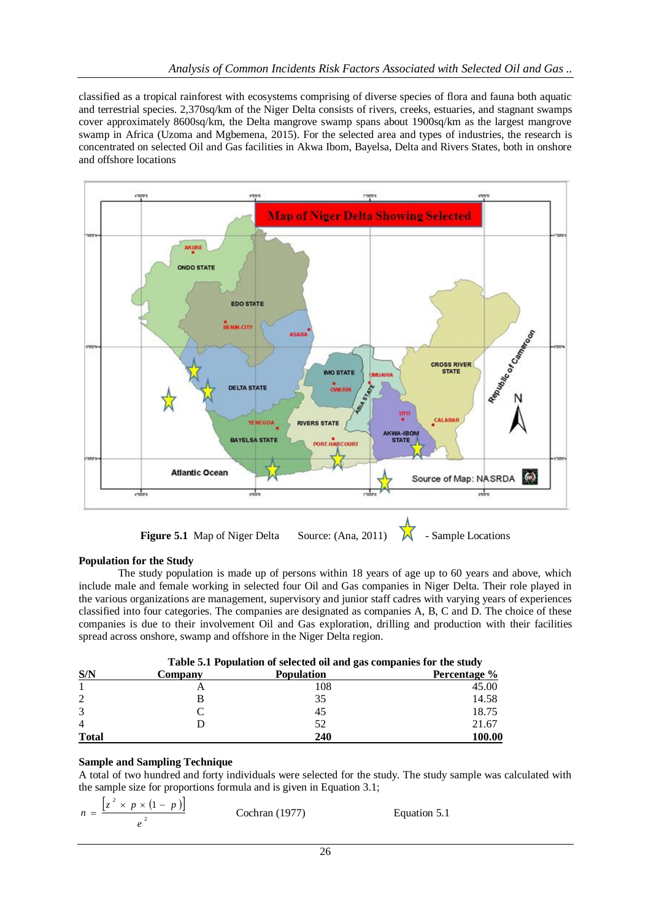classified as a tropical rainforest with ecosystems comprising of diverse species of flora and fauna both aquatic and terrestrial species. 2,370sq/km of the Niger Delta consists of rivers, creeks, estuaries, and stagnant swamps cover approximately 8600sq/km, the Delta mangrove swamp spans about 1900sq/km as the largest mangrove swamp in Africa (Uzoma and Mgbemena, 2015). For the selected area and types of industries, the research is concentrated on selected Oil and Gas facilities in Akwa Ibom, Bayelsa, Delta and Rivers States, both in onshore and offshore locations

**Figure 5.1** Map of Niger Delta Source: (Ana, 2011) ☆ - Sample Locations

**Population for the Study**

The study population is made up of persons within 18 years of age up to 60 years and above, which include male and female working in selected four Oil and Gas companies in Niger Delta. Their role played in the various organizations are management, supervisory and junior staff cadres with varying years of experiences classified into four categories. The companies are designated as companies A, B, C and D. The choice of these companies is due to their involvement Oil and Gas exploration, drilling and production with their facilities spread across onshore, swamp and offshore in the Niger Delta region.

**Table 5.1 Population of selected oil and gas companies for the study**

| S/N | Company | Population | Percentage % |
|---|---|---|---|
| 1 | A | 108 | 45.00 |
| 2 | B | 35 | 14.58 |
| 3 | C | 45 | 18.75 |
| 4 | D | 52 | 21.67 |
| **Total** | | **240** | **100.00** |

**Sample and Sampling Technique**

A total of two hundred and forty individuals were selected for the study. The study sample was calculated with the sample size for proportions formula and is given in Equation 3.1;

$$n = \frac{\left[z^2 \times p \times (1 - p)\right]}{e^2} \qquad \text{Cochran (1977)} \qquad \text{Equation 5.1}$$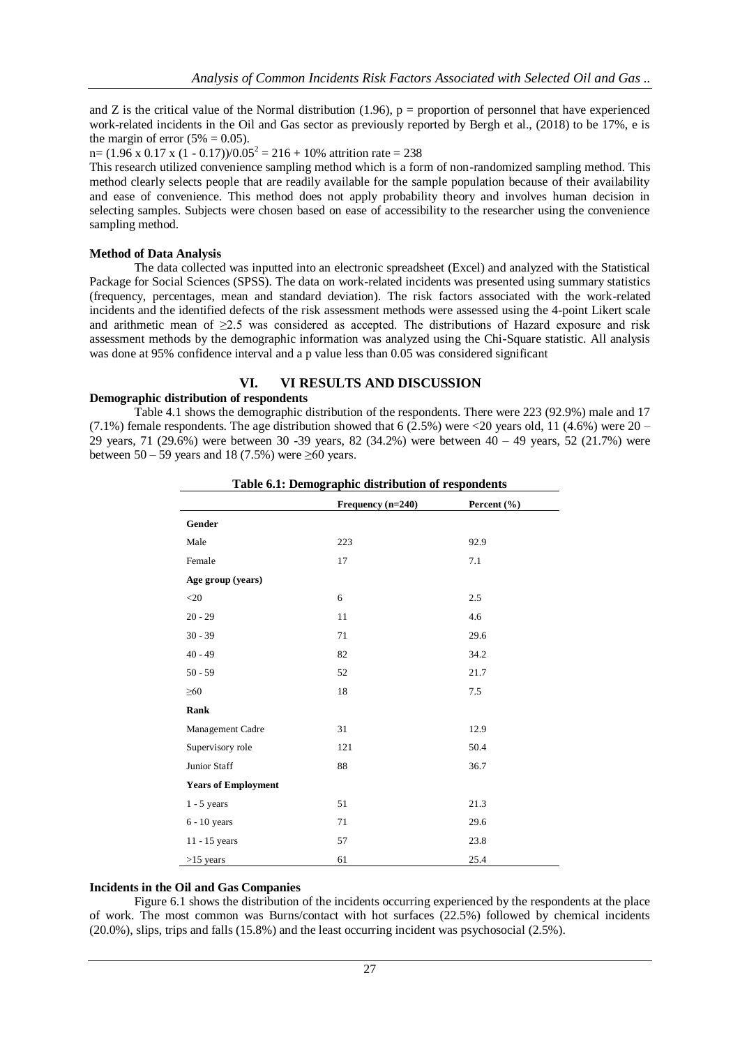and Z is the critical value of the Normal distribution (1.96), p = proportion of personnel that have experienced work-related incidents in the Oil and Gas sector as previously reported by Bergh et al., (2018) to be 17%, e is the margin of error (5% = 0.05).

$n = (1.96 \times 0.17 \times (1 - 0.17))/0.05^2 = 216 + 10\%$ attrition rate = 238

This research utilized convenience sampling method which is a form of non-randomized sampling method. This method clearly selects people that are readily available for the sample population because of their availability and ease of convenience. This method does not apply probability theory and involves human decision in selecting samples. Subjects were chosen based on ease of accessibility to the researcher using the convenience sampling method.

**Method of Data Analysis**

The data collected was inputted into an electronic spreadsheet (Excel) and analyzed with the Statistical Package for Social Sciences (SPSS). The data on work-related incidents was presented using summary statistics (frequency, percentages, mean and standard deviation). The risk factors associated with the work-related incidents and the identified defects of the risk assessment methods were assessed using the 4-point Likert scale and arithmetic mean of ≥2.5 was considered as accepted. The distributions of Hazard exposure and risk assessment methods by the demographic information was analyzed using the Chi-Square statistic. All analysis was done at 95% confidence interval and a p value less than 0.05 was considered significant

## VI. VI RESULTS AND DISCUSSION

**Demographic distribution of respondents**

Table 4.1 shows the demographic distribution of the respondents. There were 223 (92.9%) male and 17 (7.1%) female respondents. The age distribution showed that 6 (2.5%) were <20 years old, 11 (4.6%) were 20 – 29 years, 71 (29.6%) were between 30 -39 years, 82 (34.2%) were between 40 – 49 years, 52 (21.7%) were between 50 – 59 years and 18 (7.5%) were ≥60 years.

**Table 6.1: Demographic distribution of respondents**

| | Frequency (n=240) | Percent (%) |
|---|---|---|
| **Gender** | | |
| Male | 223 | 92.9 |
| Female | 17 | 7.1 |
| **Age group (years)** | | |
| <20 | 6 | 2.5 |
| 20 - 29 | 11 | 4.6 |
| 30 - 39 | 71 | 29.6 |
| 40 - 49 | 82 | 34.2 |
| 50 - 59 | 52 | 21.7 |
| ≥60 | 18 | 7.5 |
| **Rank** | | |
| Management Cadre | 31 | 12.9 |
| Supervisory role | 121 | 50.4 |
| Junior Staff | 88 | 36.7 |
| **Years of Employment** | | |
| 1 - 5 years | 51 | 21.3 |
| 6 - 10 years | 71 | 29.6 |
| 11 - 15 years | 57 | 23.8 |
| >15 years | 61 | 25.4 |

**Incidents in the Oil and Gas Companies**

Figure 6.1 shows the distribution of the incidents occurring experienced by the respondents at the place of work. The most common was Burns/contact with hot surfaces (22.5%) followed by chemical incidents (20.0%), slips, trips and falls (15.8%) and the least occurring incident was psychosocial (2.5%).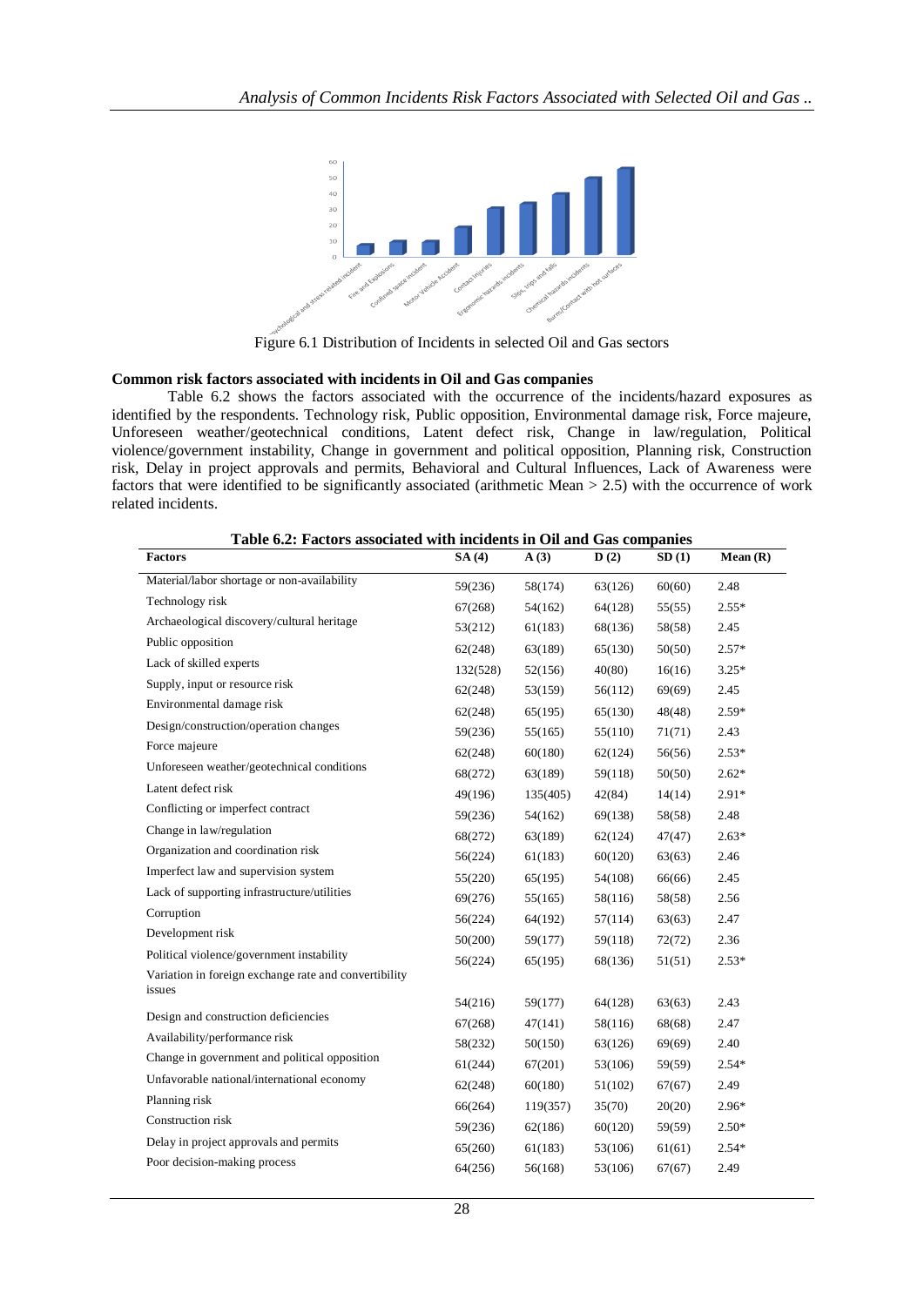Figure 6.1 Distribution of Incidents in selected Oil and Gas sectors

**Common risk factors associated with incidents in Oil and Gas companies**

Table 6.2 shows the factors associated with the occurrence of the incidents/hazard exposures as identified by the respondents. Technology risk, Public opposition, Environmental damage risk, Force majeure, Unforeseen weather/geotechnical conditions, Latent defect risk, Change in law/regulation, Political violence/government instability, Change in government and political opposition, Planning risk, Construction risk, Delay in project approvals and permits, Behavioral and Cultural Influences, Lack of Awareness were factors that were identified to be significantly associated (arithmetic Mean > 2.5) with the occurrence of work related incidents.

**Table 6.2: Factors associated with incidents in Oil and Gas companies**

| Factors | SA (4) | A (3) | D (2) | SD (1) | Mean (R) |
|---|---|---|---|---|---|
| Material/labor shortage or non-availability | 59(236) | 58(174) | 63(126) | 60(60) | 2.48 |
| Technology risk | 67(268) | 54(162) | 64(128) | 55(55) | 2.55* |
| Archaeological discovery/cultural heritage | 53(212) | 61(183) | 68(136) | 58(58) | 2.45 |
| Public opposition | 62(248) | 63(189) | 65(130) | 50(50) | 2.57* |
| Lack of skilled experts | 132(528) | 52(156) | 40(80) | 16(16) | 3.25* |
| Supply, input or resource risk | 62(248) | 53(159) | 56(112) | 69(69) | 2.45 |
| Environmental damage risk | 62(248) | 65(195) | 65(130) | 48(48) | 2.59* |
| Design/construction/operation changes | 59(236) | 55(165) | 55(110) | 71(71) | 2.43 |
| Force majeure | 62(248) | 60(180) | 62(124) | 56(56) | 2.53* |
| Unforeseen weather/geotechnical conditions | 68(272) | 63(189) | 59(118) | 50(50) | 2.62* |
| Latent defect risk | 49(196) | 135(405) | 42(84) | 14(14) | 2.91* |
| Conflicting or imperfect contract | 59(236) | 54(162) | 69(138) | 58(58) | 2.48 |
| Change in law/regulation | 68(272) | 63(189) | 62(124) | 47(47) | 2.63* |
| Organization and coordination risk | 56(224) | 61(183) | 60(120) | 63(63) | 2.46 |
| Imperfect law and supervision system | 55(220) | 65(195) | 54(108) | 66(66) | 2.45 |
| Lack of supporting infrastructure/utilities | 69(276) | 55(165) | 58(116) | 58(58) | 2.56 |
| Corruption | 56(224) | 64(192) | 57(114) | 63(63) | 2.47 |
| Development risk | 50(200) | 59(177) | 59(118) | 72(72) | 2.36 |
| Political violence/government instability | 56(224) | 65(195) | 68(136) | 51(51) | 2.53* |
| Variation in foreign exchange rate and convertibility issues | 54(216) | 59(177) | 64(128) | 63(63) | 2.43 |
| Design and construction deficiencies | 67(268) | 47(141) | 58(116) | 68(68) | 2.47 |
| Availability/performance risk | 58(232) | 50(150) | 63(126) | 69(69) | 2.40 |
| Change in government and political opposition | 61(244) | 67(201) | 53(106) | 59(59) | 2.54* |
| Unfavorable national/international economy | 62(248) | 60(180) | 51(102) | 67(67) | 2.49 |
| Planning risk | 66(264) | 119(357) | 35(70) | 20(20) | 2.96* |
| Construction risk | 59(236) | 62(186) | 60(120) | 59(59) | 2.50* |
| Delay in project approvals and permits | 65(260) | 61(183) | 53(106) | 61(61) | 2.54* |
| Poor decision-making process | 64(256) | 56(168) | 53(106) | 67(67) | 2.49 |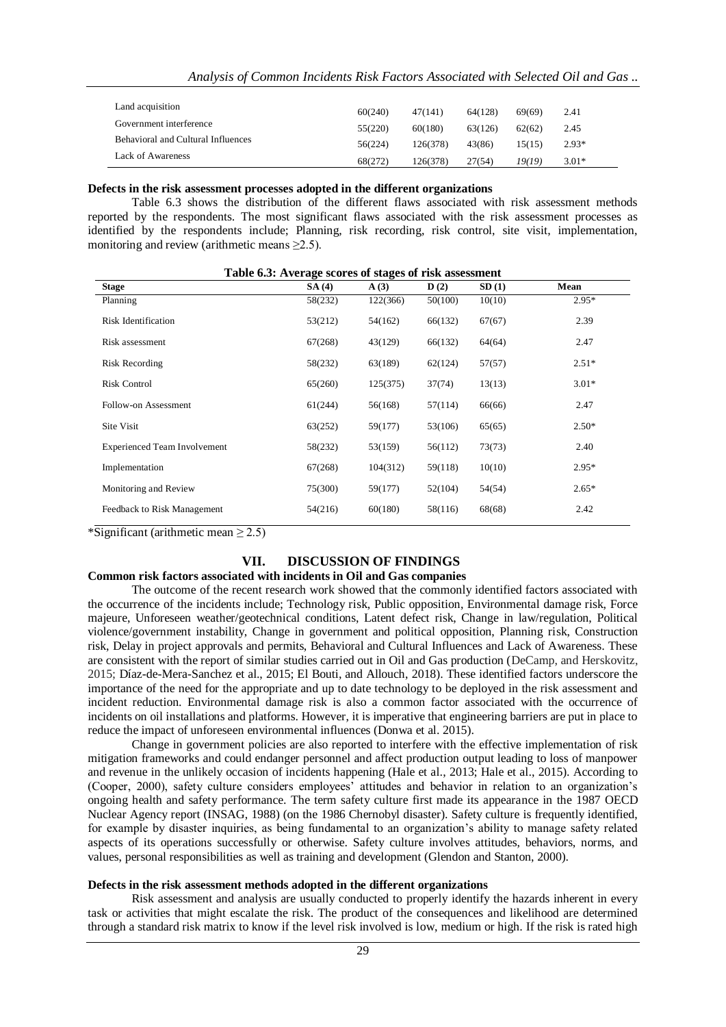| | | | | | |
|---|---|---|---|---|---|
| Land acquisition | 60(240) | 47(141) | 64(128) | 69(69) | 2.41 |
| Government interference | 55(220) | 60(180) | 63(126) | 62(62) | 2.45 |
| Behavioral and Cultural Influences | 56(224) | 126(378) | 43(86) | 15(15) | 2.93* |
| Lack of Awareness | 68(272) | 126(378) | 27(54) | *19(19)* | 3.01* |

**Defects in the risk assessment processes adopted in the different organizations**

Table 6.3 shows the distribution of the different flaws associated with risk assessment methods reported by the respondents. The most significant flaws associated with the risk assessment processes as identified by the respondents include; Planning, risk recording, risk control, site visit, implementation, monitoring and review (arithmetic means ≥2.5).

**Table 6.3: Average scores of stages of risk assessment**

| Stage | SA (4) | A (3) | D (2) | SD (1) | Mean |
|---|---|---|---|---|---|
| Planning | 58(232) | 122(366) | 50(100) | 10(10) | 2.95* |
| Risk Identification | 53(212) | 54(162) | 66(132) | 67(67) | 2.39 |
| Risk assessment | 67(268) | 43(129) | 66(132) | 64(64) | 2.47 |
| Risk Recording | 58(232) | 63(189) | 62(124) | 57(57) | 2.51* |
| Risk Control | 65(260) | 125(375) | 37(74) | 13(13) | 3.01* |
| Follow-on Assessment | 61(244) | 56(168) | 57(114) | 66(66) | 2.47 |
| Site Visit | 63(252) | 59(177) | 53(106) | 65(65) | 2.50* |
| Experienced Team Involvement | 58(232) | 53(159) | 56(112) | 73(73) | 2.40 |
| Implementation | 67(268) | 104(312) | 59(118) | 10(10) | 2.95* |
| Monitoring and Review | 75(300) | 59(177) | 52(104) | 54(54) | 2.65* |
| Feedback to Risk Management | 54(216) | 60(180) | 58(116) | 68(68) | 2.42 |

*Significant (arithmetic mean ≥ 2.5)

## VII. DISCUSSION OF FINDINGS

**Common risk factors associated with incidents in Oil and Gas companies**

The outcome of the recent research work showed that the commonly identified factors associated with the occurrence of the incidents include; Technology risk, Public opposition, Environmental damage risk, Force majeure, Unforeseen weather/geotechnical conditions, Latent defect risk, Change in law/regulation, Political violence/government instability, Change in government and political opposition, Planning risk, Construction risk, Delay in project approvals and permits, Behavioral and Cultural Influences and Lack of Awareness. These are consistent with the report of similar studies carried out in Oil and Gas production (DeCamp, and Herskovitz, 2015; Díaz-de-Mera-Sanchez et al., 2015; El Bouti, and Allouch, 2018). These identified factors underscore the importance of the need for the appropriate and up to date technology to be deployed in the risk assessment and incident reduction. Environmental damage risk is also a common factor associated with the occurrence of incidents on oil installations and platforms. However, it is imperative that engineering barriers are put in place to reduce the impact of unforeseen environmental influences (Donwa et al. 2015).

Change in government policies are also reported to interfere with the effective implementation of risk mitigation frameworks and could endanger personnel and affect production output leading to loss of manpower and revenue in the unlikely occasion of incidents happening (Hale et al., 2013; Hale et al., 2015). According to (Cooper, 2000), safety culture considers employees' attitudes and behavior in relation to an organization's ongoing health and safety performance. The term safety culture first made its appearance in the 1987 OECD Nuclear Agency report (INSAG, 1988) (on the 1986 Chernobyl disaster). Safety culture is frequently identified, for example by disaster inquiries, as being fundamental to an organization's ability to manage safety related aspects of its operations successfully or otherwise. Safety culture involves attitudes, behaviors, norms, and values, personal responsibilities as well as training and development (Glendon and Stanton, 2000).

**Defects in the risk assessment methods adopted in the different organizations**

Risk assessment and analysis are usually conducted to properly identify the hazards inherent in every task or activities that might escalate the risk. The product of the consequences and likelihood are determined through a standard risk matrix to know if the level risk involved is low, medium or high. If the risk is rated high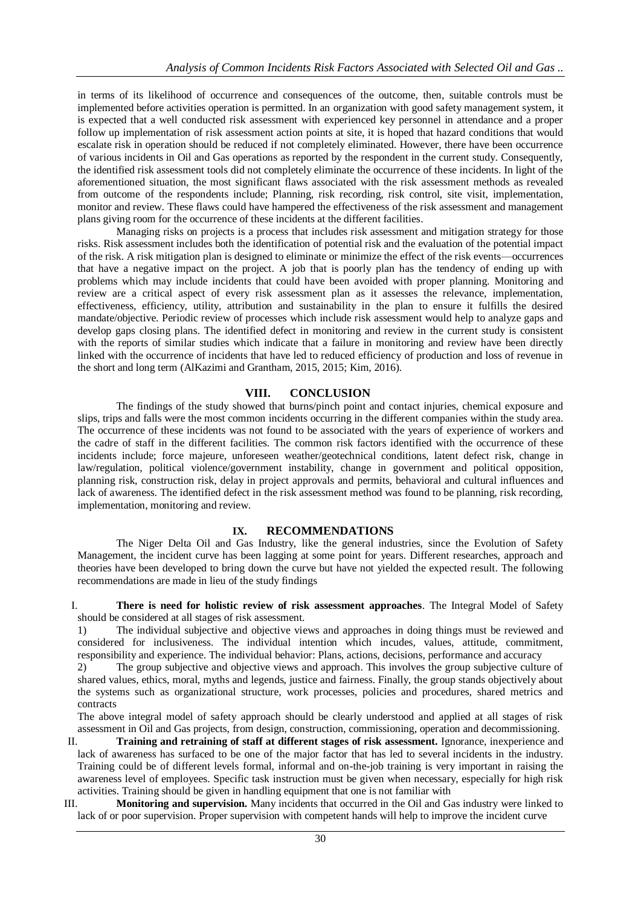in terms of its likelihood of occurrence and consequences of the outcome, then, suitable controls must be implemented before activities operation is permitted. In an organization with good safety management system, it is expected that a well conducted risk assessment with experienced key personnel in attendance and a proper follow up implementation of risk assessment action points at site, it is hoped that hazard conditions that would escalate risk in operation should be reduced if not completely eliminated. However, there have been occurrence of various incidents in Oil and Gas operations as reported by the respondent in the current study. Consequently, the identified risk assessment tools did not completely eliminate the occurrence of these incidents. In light of the aforementioned situation, the most significant flaws associated with the risk assessment methods as revealed from outcome of the respondents include; Planning, risk recording, risk control, site visit, implementation, monitor and review. These flaws could have hampered the effectiveness of the risk assessment and management plans giving room for the occurrence of these incidents at the different facilities.

Managing risks on projects is a process that includes risk assessment and mitigation strategy for those risks. Risk assessment includes both the identification of potential risk and the evaluation of the potential impact of the risk. A risk mitigation plan is designed to eliminate or minimize the effect of the risk events—occurrences that have a negative impact on the project. A job that is poorly plan has the tendency of ending up with problems which may include incidents that could have been avoided with proper planning. Monitoring and review are a critical aspect of every risk assessment plan as it assesses the relevance, implementation, effectiveness, efficiency, utility, attribution and sustainability in the plan to ensure it fulfills the desired mandate/objective. Periodic review of processes which include risk assessment would help to analyze gaps and develop gaps closing plans. The identified defect in monitoring and review in the current study is consistent with the reports of similar studies which indicate that a failure in monitoring and review have been directly linked with the occurrence of incidents that have led to reduced efficiency of production and loss of revenue in the short and long term (AlKazimi and Grantham, 2015, 2015; Kim, 2016).

## VIII. CONCLUSION

The findings of the study showed that burns/pinch point and contact injuries, chemical exposure and slips, trips and falls were the most common incidents occurring in the different companies within the study area. The occurrence of these incidents was not found to be associated with the years of experience of workers and the cadre of staff in the different facilities. The common risk factors identified with the occurrence of these incidents include; force majeure, unforeseen weather/geotechnical conditions, latent defect risk, change in law/regulation, political violence/government instability, change in government and political opposition, planning risk, construction risk, delay in project approvals and permits, behavioral and cultural influences and lack of awareness. The identified defect in the risk assessment method was found to be planning, risk recording, implementation, monitoring and review.

## IX. RECOMMENDATIONS

The Niger Delta Oil and Gas Industry, like the general industries, since the Evolution of Safety Management, the incident curve has been lagging at some point for years. Different researches, approach and theories have been developed to bring down the curve but have not yielded the expected result. The following recommendations are made in lieu of the study findings

I. **There is need for holistic review of risk assessment approaches**. The Integral Model of Safety should be considered at all stages of risk assessment.

1) The individual subjective and objective views and approaches in doing things must be reviewed and considered for inclusiveness. The individual intention which incudes, values, attitude, commitment, responsibility and experience. The individual behavior: Plans, actions, decisions, performance and accuracy

2) The group subjective and objective views and approach. This involves the group subjective culture of shared values, ethics, moral, myths and legends, justice and fairness. Finally, the group stands objectively about the systems such as organizational structure, work processes, policies and procedures, shared metrics and contracts

The above integral model of safety approach should be clearly understood and applied at all stages of risk assessment in Oil and Gas projects, from design, construction, commissioning, operation and decommissioning.

II. **Training and retraining of staff at different stages of risk assessment.** Ignorance, inexperience and lack of awareness has surfaced to be one of the major factor that has led to several incidents in the industry. Training could be of different levels formal, informal and on-the-job training is very important in raising the awareness level of employees. Specific task instruction must be given when necessary, especially for high risk activities. Training should be given in handling equipment that one is not familiar with

III. **Monitoring and supervision.** Many incidents that occurred in the Oil and Gas industry were linked to lack of or poor supervision. Proper supervision with competent hands will help to improve the incident curve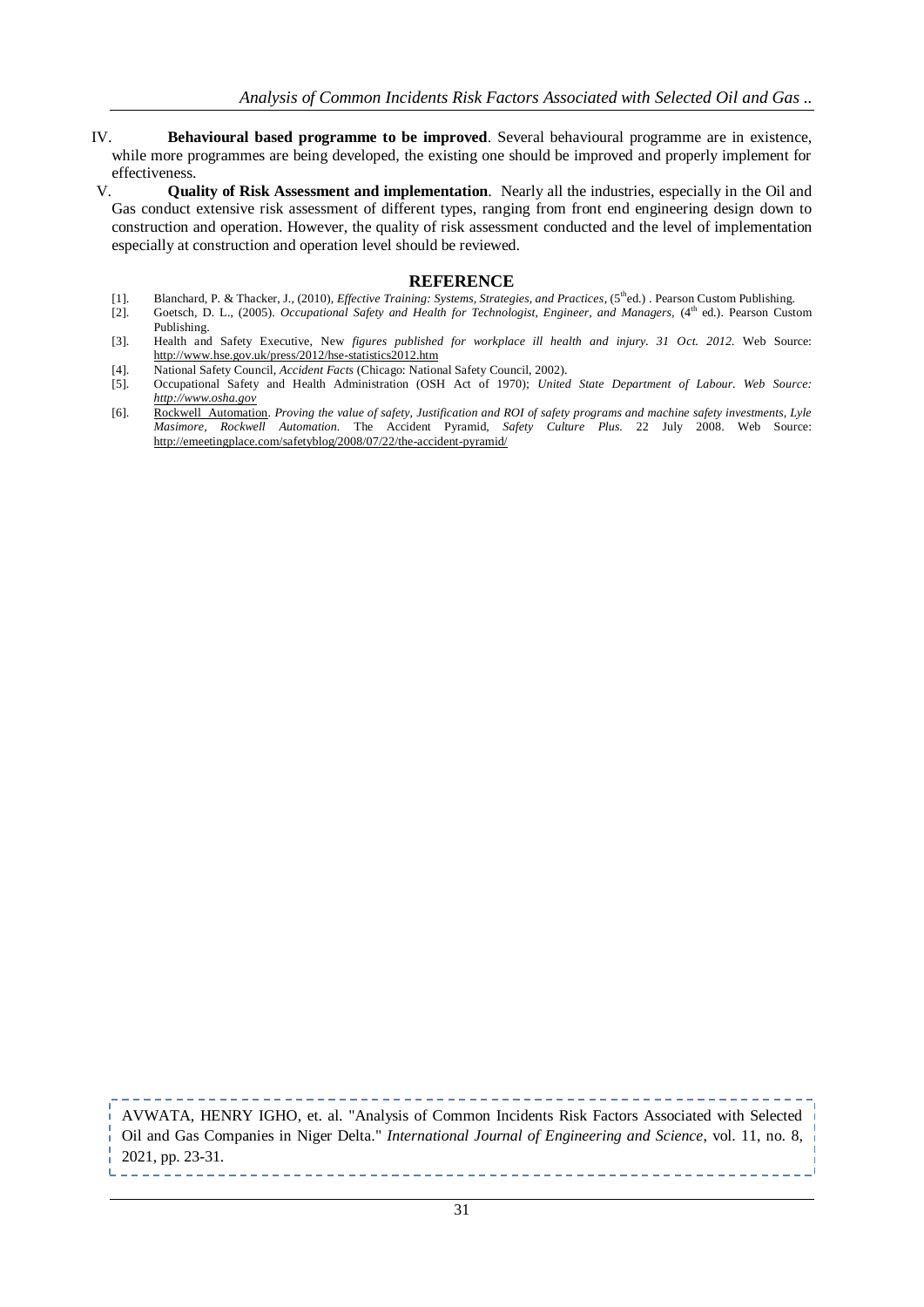IV. **Behavioural based programme to be improved**. Several behavioural programme are in existence, while more programmes are being developed, the existing one should be improved and properly implement for effectiveness.

V. **Quality of Risk Assessment and implementation**. Nearly all the industries, especially in the Oil and Gas conduct extensive risk assessment of different types, ranging from front end engineering design down to construction and operation. However, the quality of risk assessment conducted and the level of implementation especially at construction and operation level should be reviewed.

## REFERENCE

[1]. Blanchard, P. & Thacker, J., (2010), *Effective Training: Systems, Strategies, and Practices*, (5th ed.) . Pearson Custom Publishing.

[2]. Goetsch, D. L., (2005). *Occupational Safety and Health for Technologist, Engineer, and Managers*, (4th ed.). Pearson Custom Publishing.

[3]. Health and Safety Executive, New *figures published for workplace ill health and injury. 31 Oct. 2012*. Web Source: http://www.hse.gov.uk/press/2012/hse-statistics2012.htm

[4]. National Safety Council, *Accident Facts* (Chicago: National Safety Council, 2002).

[5]. Occupational Safety and Health Administration (OSH Act of 1970); *United State Department of Labour. Web Source: http://www.osha.gov*

[6]. Rockwell Automation. *Proving the value of safety, Justification and ROI of safety programs and machine safety investments, Lyle Masimore, Rockwell Automation.* The Accident Pyramid, *Safety Culture Plus.* 22 July 2008. Web Source: http://emeetingplace.com/safetyblog/2008/07/22/the-accident-pyramid/

AVWATA, HENRY IGHO, et. al. "Analysis of Common Incidents Risk Factors Associated with Selected Oil and Gas Companies in Niger Delta." *International Journal of Engineering and Science*, vol. 11, no. 8, 2021, pp. 23-31.